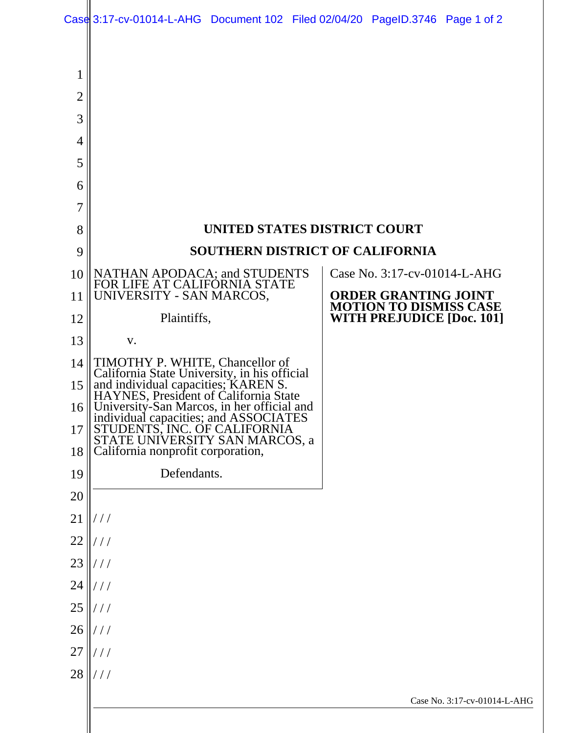# UNITED STATES DISTRICT COURT

# SOUTHERN DISTRICT OF CALIFORNIA

NATHAN APODACA; and STUDENTS FOR LIFE AT CALIFORNIA STATE UNIVERSITY - SAN MARCOS,

Plaintiffs,

v.

TIMOTHY P. WHITE, Chancellor of California State University, in his official and individual capacities; KAREN S. HAYNES, President of California State University-San Marcos, in her official and individual capacities; and ASSOCIATES STUDENTS, INC. OF CALIFORNIA STATE UNIVERSITY SAN MARCOS, a California nonprofit corporation,

Defendants.

Case No. 3:17-cv-01014-L-AHG

**ORDER GRANTING JOINT MOTION TO DISMISS CASE WITH PREJUDICE [Doc. 101]**

/ / /

/ / /

/ / /

/ / /

/ / /

/ / /

/ / /

/ / /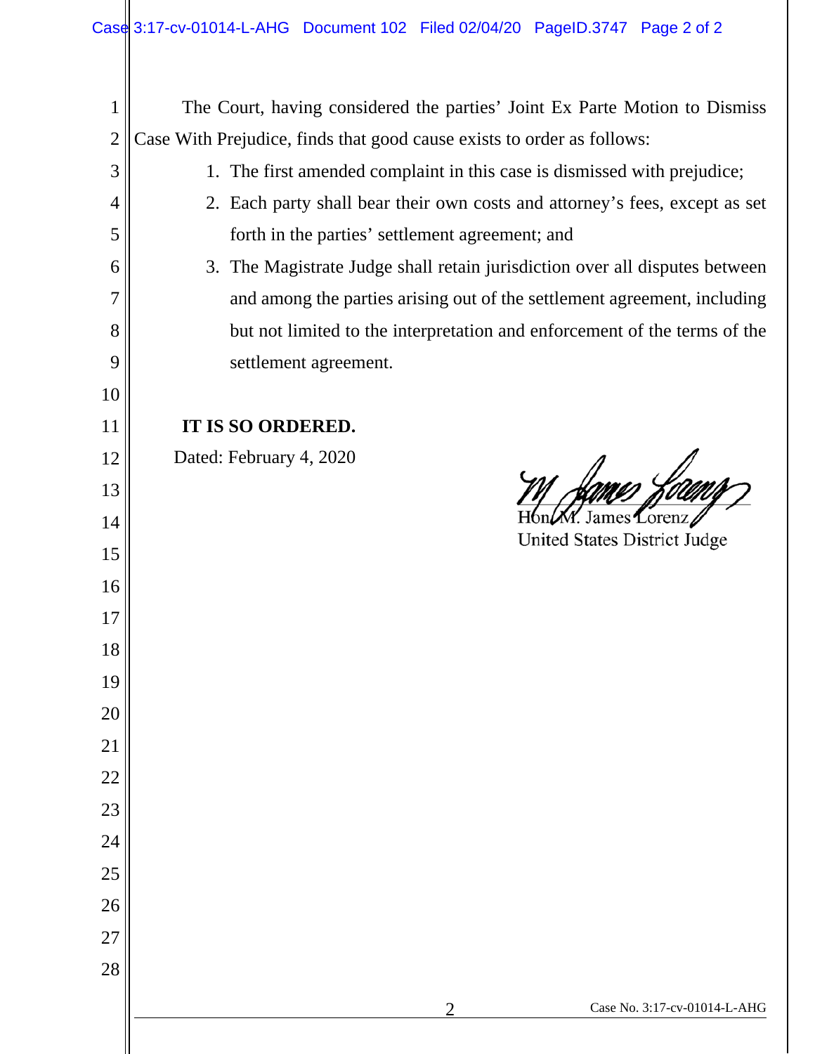The Court, having considered the parties' Joint Ex Parte Motion to Dismiss Case With Prejudice, finds that good cause exists to order as follows:

1. The first amended complaint in this case is dismissed with prejudice;
2. Each party shall bear their own costs and attorney's fees, except as set forth in the parties' settlement agreement; and
3. The Magistrate Judge shall retain jurisdiction over all disputes between and among the parties arising out of the settlement agreement, including but not limited to the interpretation and enforcement of the terms of the settlement agreement.

**IT IS SO ORDERED.**

Dated: February 4, 2020

Hon. M. James Lorenz
United States District Judge